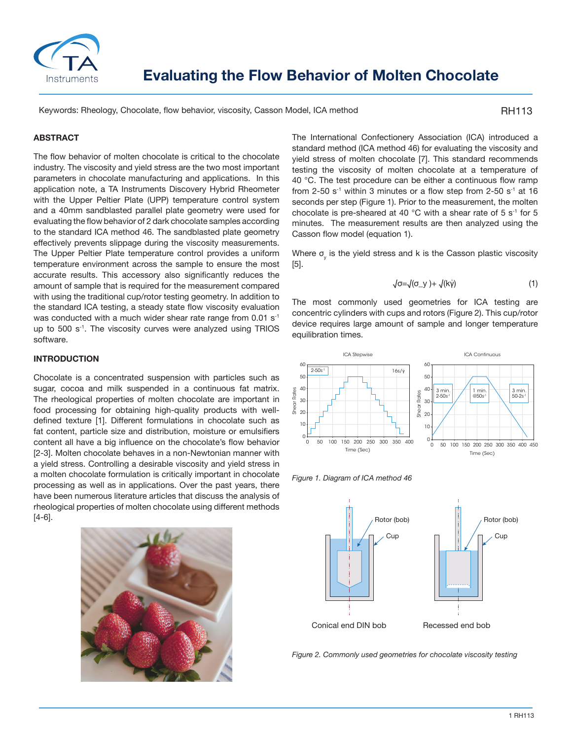# Evaluating the Flow Behavior of Molten Chocolate

Keywords: Rheology, Chocolate, flow behavior, viscosity, Casson Model, ICA method

RH113

## ABSTRACT

The flow behavior of molten chocolate is critical to the chocolate industry. The viscosity and yield stress are the two most important parameters in chocolate manufacturing and applications. In this application note, a TA Instruments Discovery Hybrid Rheometer with the Upper Peltier Plate (UPP) temperature control system and a 40mm sandblasted parallel plate geometry were used for evaluating the flow behavior of 2 dark chocolate samples according to the standard ICA method 46. The sandblasted plate geometry effectively prevents slippage during the viscosity measurements. The Upper Peltier Plate temperature control provides a uniform temperature environment across the sample to ensure the most accurate results. This accessory also significantly reduces the amount of sample that is required for the measurement compared with using the traditional cup/rotor testing geometry. In addition to the standard ICA testing, a steady state flow viscosity evaluation was conducted with a much wider shear rate range from 0.01 $s^{-1}$ up to 500 $s^{-1}$. The viscosity curves were analyzed using TRIOS software.

## INTRODUCTION

Chocolate is a concentrated suspension with particles such as sugar, cocoa and milk suspended in a continuous fat matrix. The rheological properties of molten chocolate are important in food processing for obtaining high-quality products with well-defined texture [1]. Different formulations in chocolate such as fat content, particle size and distribution, moisture or emulsifiers content all have a big influence on the chocolate's flow behavior [2-3]. Molten chocolate behaves in a non-Newtonian manner with a yield stress. Controlling a desirable viscosity and yield stress in a molten chocolate formulation is critically important in chocolate processing as well as in applications. Over the past years, there have been numerous literature articles that discuss the analysis of rheological properties of molten chocolate using different methods [4-6].

The International Confectionery Association (ICA) introduced a standard method (ICA method 46) for evaluating the viscosity and yield stress of molten chocolate [7]. This standard recommends testing the viscosity of molten chocolate at a temperature of 40 °C. The test procedure can be either a continuous flow ramp from 2-50 $s^{-1}$ within 3 minutes or a flow step from 2-50 $s^{-1}$ at 16 seconds per step (Figure 1). Prior to the measurement, the molten chocolate is pre-sheared at 40 °C with a shear rate of 5 $s^{-1}$ for 5 minutes. The measurement results are then analyzed using the Casson flow model (equation 1).

Where $\sigma_y$ is the yield stress and k is the Casson plastic viscosity [5].

$$\sqrt{\sigma} = \sqrt{\sigma_y} + \sqrt{k\dot{\gamma}} \qquad (1)$$

The most commonly used geometries for ICA testing are concentric cylinders with cups and rotors (Figure 2). This cup/rotor device requires large amount of sample and longer temperature equilibration times.

*Figure 1. Diagram of ICA method 46*

*Figure 2. Commonly used geometries for chocolate viscosity testing*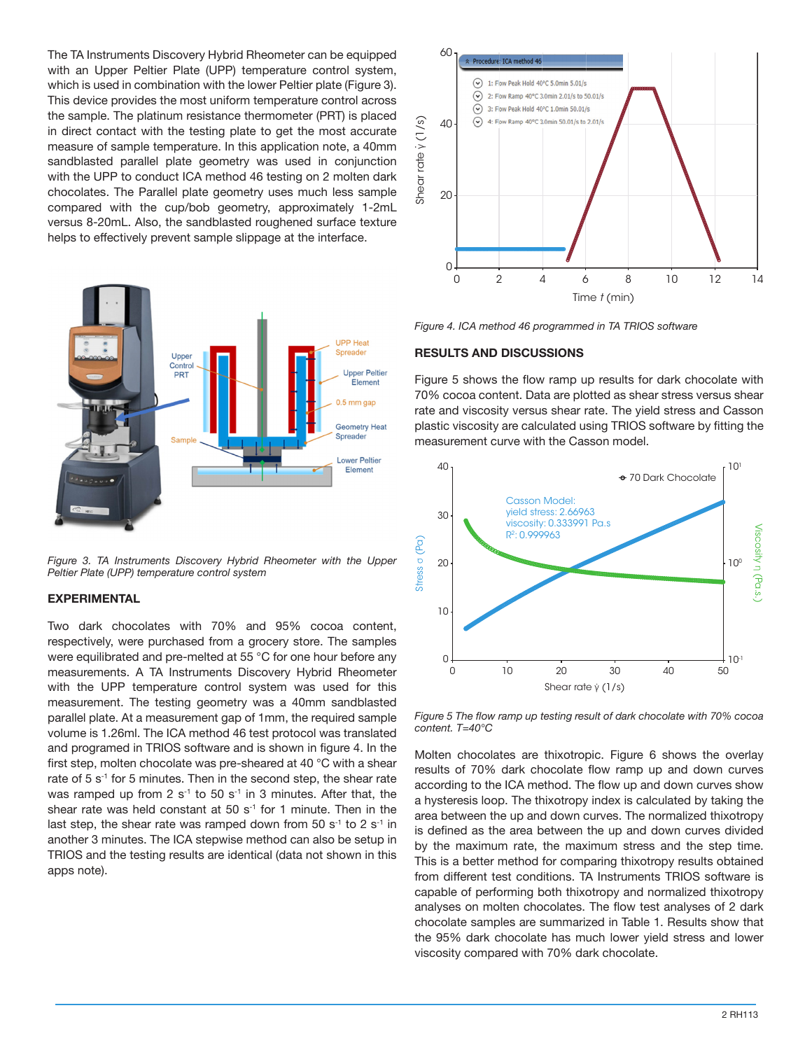The TA Instruments Discovery Hybrid Rheometer can be equipped with an Upper Peltier Plate (UPP) temperature control system, which is used in combination with the lower Peltier plate (Figure 3). This device provides the most uniform temperature control across the sample. The platinum resistance thermometer (PRT) is placed in direct contact with the testing plate to get the most accurate measure of sample temperature. In this application note, a 40mm sandblasted parallel plate geometry was used in conjunction with the UPP to conduct ICA method 46 testing on 2 molten dark chocolates. The Parallel plate geometry uses much less sample compared with the cup/bob geometry, approximately 1-2mL versus 8-20mL. Also, the sandblasted roughened surface texture helps to effectively prevent sample slippage at the interface.

*Figure 3. TA Instruments Discovery Hybrid Rheometer with the Upper Peltier Plate (UPP) temperature control system*

## EXPERIMENTAL

Two dark chocolates with 70% and 95% cocoa content, respectively, were purchased from a grocery store. The samples were equilibrated and pre-melted at 55 °C for one hour before any measurements. A TA Instruments Discovery Hybrid Rheometer with the UPP temperature control system was used for this measurement. The testing geometry was a 40mm sandblasted parallel plate. At a measurement gap of 1mm, the required sample volume is 1.26ml. The ICA method 46 test protocol was translated and programmed in TRIOS software and is shown in figure 4. In the first step, molten chocolate was pre-sheared at 40 °C with a shear rate of 5 $s^{-1}$ for 5 minutes. Then in the second step, the shear rate was ramped up from 2 $s^{-1}$ to 50 $s^{-1}$ in 3 minutes. After that, the shear rate was held constant at 50 $s^{-1}$ for 1 minute. Then in the last step, the shear rate was ramped down from 50 $s^{-1}$ to 2 $s^{-1}$ in another 3 minutes. The ICA stepwise method can also be setup in TRIOS and the testing results are identical (data not shown in this apps note).

*Figure 4. ICA method 46 programmed in TA TRIOS software*

## RESULTS AND DISCUSSIONS

Figure 5 shows the flow ramp up results for dark chocolate with 70% cocoa content. Data are plotted as shear stress versus shear rate and viscosity versus shear rate. The yield stress and Casson plastic viscosity are calculated using TRIOS software by fitting the measurement curve with the Casson model.

*Figure 5 The flow ramp up testing result of dark chocolate with 70% cocoa content. T=40°C*

Molten chocolates are thixotropic. Figure 6 shows the overlay results of 70% dark chocolate flow ramp up and down curves according to the ICA method. The flow up and down curves show a hysteresis loop. The thixotropy index is calculated by taking the area between the up and down curves. The normalized thixotropy is defined as the area between the up and down curves divided by the maximum rate, the maximum stress and the step time. This is a better method for comparing thixotropy results obtained from different test conditions. TA Instruments TRIOS software is capable of performing both thixotropy and normalized thixotropy analyses on molten chocolates. The flow test analyses of 2 dark chocolate samples are summarized in Table 1. Results show that the 95% dark chocolate has much lower yield stress and lower viscosity compared with 70% dark chocolate.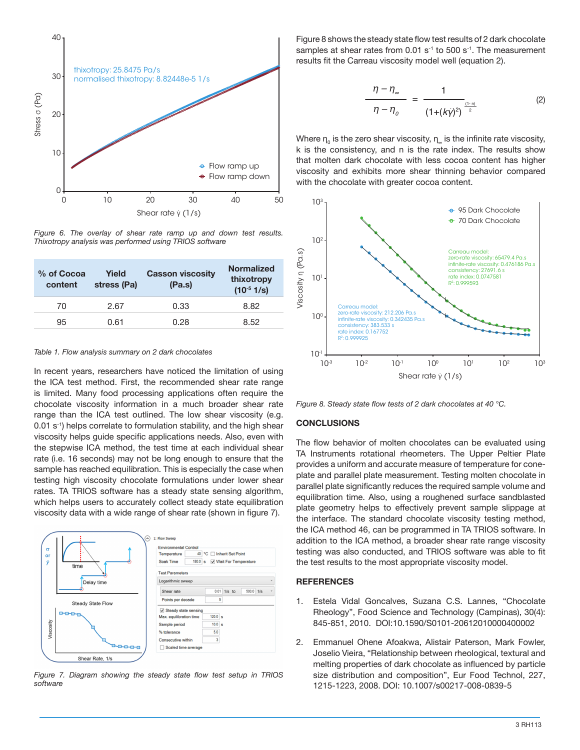Figure 6. The overlay of shear rate ramp up and down test results. Thixotropy analysis was performed using TRIOS software

| % of Cocoa content | Yield stress (Pa) | Casson viscosity (Pa.s) | Normalized thixotropy ($10^{-5}$ 1/s) |
|---|---|---|---|
| 70 | 2.67 | 0.33 | 8.82 |
| 95 | 0.61 | 0.28 | 8.52 |

Table 1. Flow analysis summary on 2 dark chocolates

In recent years, researchers have noticed the limitation of using the ICA test method. First, the recommended shear rate range is limited. Many food processing applications often require the chocolate viscosity information in a much broader shear rate range than the ICA test outlined. The low shear viscosity (e.g. 0.01 $s^{-1}$) helps correlate to formulation stability, and the high shear viscosity helps guide specific applications needs. Also, even with the stepwise ICA method, the test time at each individual shear rate (i.e. 16 seconds) may not be long enough to ensure that the sample has reached equilibration. This is especially the case when testing high viscosity chocolate formulations under lower shear rates. TA TRIOS software has a steady state sensing algorithm, which helps users to accurately collect steady state equilibration viscosity data with a wide range of shear rate (shown in figure 7).

Figure 7. Diagram showing the steady state flow test setup in TRIOS software

Figure 8 shows the steady state flow test results of 2 dark chocolate samples at shear rates from 0.01 $s^{-1}$ to 500 $s^{-1}$. The measurement results fit the Carreau viscosity model well (equation 2).

$$\frac{\eta - \eta_\infty}{\eta - \eta_0} = \frac{1}{(1+(k\dot{\gamma})^2)^{\frac{(1-n)}{2}}} \tag{2}$$

Where $\eta_0$ is the zero shear viscosity, $\eta_\infty$ is the infinite rate viscosity, k is the consistency, and n is the rate index. The results show that molten dark chocolate with less cocoa content has higher viscosity and exhibits more shear thinning behavior compared with the chocolate with greater cocoa content.

Figure 8. Steady state flow tests of 2 dark chocolates at 40 °C.

## CONCLUSIONS

The flow behavior of molten chocolates can be evaluated using TA Instruments rotational rheometers. The Upper Peltier Plate provides a uniform and accurate measure of temperature for cone-plate and parallel plate measurement. Testing molten chocolate in parallel plate significantly reduces the required sample volume and equilibration time. Also, using a roughened surface sandblasted plate geometry helps to effectively prevent sample slippage at the interface. The standard chocolate viscosity testing method, the ICA method 46, can be programmed in TA TRIOS software. In addition to the ICA method, a broader shear rate range viscosity testing was also conducted, and TRIOS software was able to fit the test results to the most appropriate viscosity model.

## REFERENCES

1. Estela Vidal Goncalves, Suzana C.S. Lannes, "Chocolate Rheology", Food Science and Technology (Campinas), 30(4): 845-851, 2010. DOI:10.1590/S0101-20612010000400002

2. Emmanuel Ohene Afoakwa, Alistair Paterson, Mark Fowler, Joselio Vieira, "Relationship between rheological, textural and melting properties of dark chocolate as influenced by particle size distribution and composition", Eur Food Technol, 227, 1215-1223, 2008. DOI: 10.1007/s00217-008-0839-5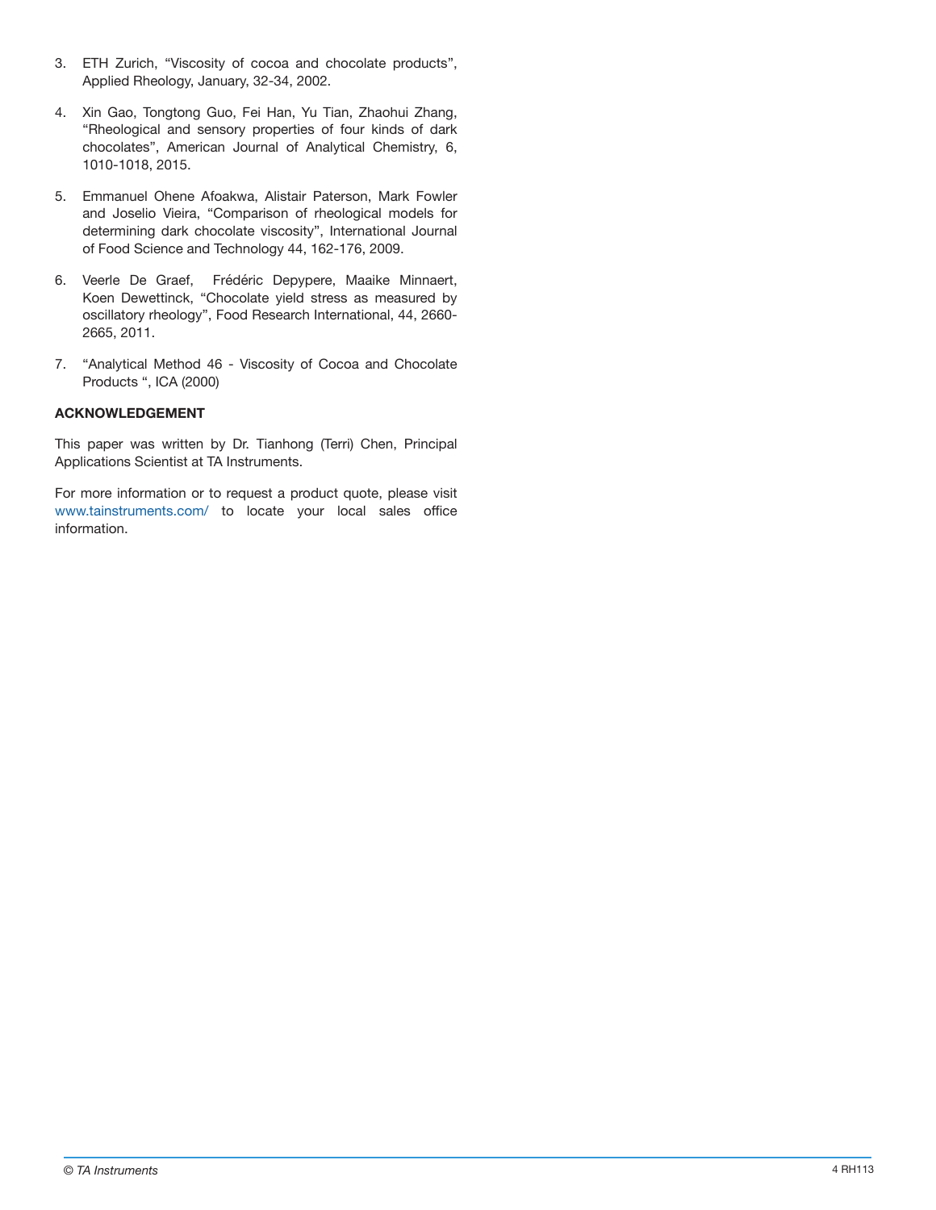3. ETH Zurich, "Viscosity of cocoa and chocolate products", Applied Rheology, January, 32-34, 2002.

4. Xin Gao, Tongtong Guo, Fei Han, Yu Tian, Zhaohui Zhang, "Rheological and sensory properties of four kinds of dark chocolates", American Journal of Analytical Chemistry, 6, 1010-1018, 2015.

5. Emmanuel Ohene Afoakwa, Alistair Paterson, Mark Fowler and Joselio Vieira, "Comparison of rheological models for determining dark chocolate viscosity", International Journal of Food Science and Technology 44, 162-176, 2009.

6. Veerle De Graef, Frédéric Depypere, Maaike Minnaert, Koen Dewettinck, "Chocolate yield stress as measured by oscillatory rheology", Food Research International, 44, 2660-2665, 2011.

7. "Analytical Method 46 - Viscosity of Cocoa and Chocolate Products ", ICA (2000)

## ACKNOWLEDGEMENT

This paper was written by Dr. Tianhong (Terri) Chen, Principal Applications Scientist at TA Instruments.

For more information or to request a product quote, please visit www.tainstruments.com/ to locate your local sales office information.